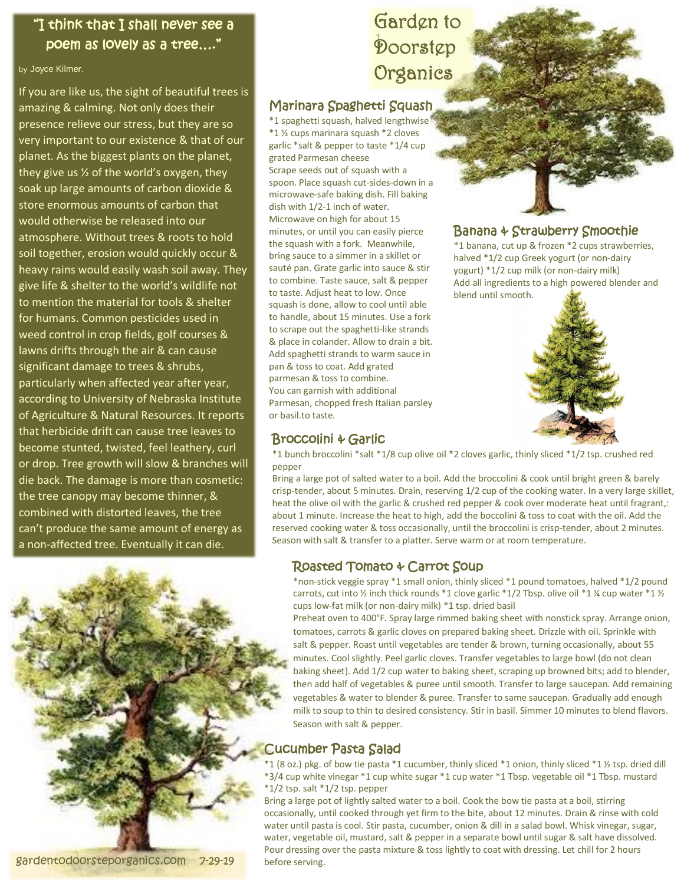# Garden to Doorstep Organics

## "I think that I shall never see a poem as lovely as a tree…."

by Joyce Kilmer.

If you are like us, the sight of beautiful trees is amazing & calming. Not only does their presence relieve our stress, but they are so very important to our existence & that of our planet. As the biggest plants on the planet, they give us ½ of the world's oxygen, they soak up large amounts of carbon dioxide & store enormous amounts of carbon that would otherwise be released into our atmosphere. Without trees & roots to hold soil together, erosion would quickly occur & heavy rains would easily wash soil away. They give life & shelter to the world's wildlife not to mention the material for tools & shelter for humans. Common pesticides used in weed control in crop fields, golf courses & lawns drifts through the air & can cause significant damage to trees & shrubs, particularly when affected year after year, according to University of Nebraska Institute of Agriculture & Natural Resources. It reports that herbicide drift can cause tree leaves to become stunted, twisted, feel leathery, curl or drop. Tree growth will slow & branches will die back. The damage is more than cosmetic: the tree canopy may become thinner, & combined with distorted leaves, the tree can't produce the same amount of energy as a non-affected tree. Eventually it can die.

gardentodoorsteporganics.com 7-29-19

## Marinara Spaghetti Squash

*1 spaghetti squash, halved lengthwise *1 ½ cups marinara squash *2 cloves garlic *salt & pepper to taste *1/4 cup grated Parmesan cheese

Scrape seeds out of squash with a spoon. Place squash cut-sides-down in a microwave-safe baking dish. Fill baking dish with 1/2-1 inch of water. Microwave on high for about 15 minutes, or until you can easily pierce the squash with a fork. Meanwhile, bring sauce to a simmer in a skillet or sauté pan. Grate garlic into sauce & stir to combine. Taste sauce, salt & pepper to taste. Adjust heat to low. Once squash is done, allow to cool until able to handle, about 15 minutes. Use a fork to scrape out the spaghetti-like strands & place in colander. Allow to drain a bit. Add spaghetti strands to warm sauce in pan & toss to coat. Add grated parmesan & toss to combine.

You can garnish with additional Parmesan, chopped fresh Italian parsley or basil.to taste.

## Banana & Strawberry Smoothie

*1 banana, cut up & frozen *2 cups strawberries, halved *1/2 cup Greek yogurt (or non-dairy yogurt) *1/2 cup milk (or non-dairy milk)

Add all ingredients to a high powered blender and blend until smooth.

## Broccolini & Garlic

*1 bunch broccolini *salt *1/8 cup olive oil *2 cloves garlic, thinly sliced *1/2 tsp. crushed red pepper

Bring a large pot of salted water to a boil. Add the broccolini & cook until bright green & barely crisp-tender, about 5 minutes. Drain, reserving 1/2 cup of the cooking water. In a very large skillet, heat the olive oil with the garlic & crushed red pepper & cook over moderate heat until fragrant,: about 1 minute. Increase the heat to high, add the bocoolini & toss to coat with the oil. Add the reserved cooking water & toss occasionally, until the broccolini is crisp-tender, about 2 minutes. Season with salt & transfer to a platter. Serve warm or at room temperature.

## Roasted Tomato & Carrot Soup

*non-stick veggie spray *1 small onion, thinly sliced *1 pound tomatoes, halved *1/2 pound carrots, cut into ½ inch thick rounds *1 clove garlic *1/2 Tbsp. olive oil *1 ¼ cup water *1 ½ cups low-fat milk (or non-dairy milk) *1 tsp. dried basil

Preheat oven to 400°F. Spray large rimmed baking sheet with nonstick spray. Arrange onion, tomatoes, carrots & garlic cloves on prepared baking sheet. Drizzle with oil. Sprinkle with salt & pepper. Roast until vegetables are tender & brown, turning occasionally, about 55 minutes. Cool slightly. Peel garlic cloves. Transfer vegetables to large bowl (do not clean baking sheet). Add 1/2 cup water to baking sheet, scraping up browned bits; add to blender, then add half of vegetables & puree until smooth. Transfer to large saucepan. Add remaining vegetables & water to blender & puree. Transfer to same saucepan. Gradually add enough milk to soup to thin to desired consistency. Stir in basil. Simmer 10 minutes to blend flavors. Season with salt & pepper.

## Cucumber Pasta Salad

*1 (8 oz.) pkg. of bow tie pasta *1 cucumber, thinly sliced *1 onion, thinly sliced *1 ½ tsp. dried dill *3/4 cup white vinegar *1 cup white sugar *1 cup water *1 Tbsp. vegetable oil *1 Tbsp. mustard *1/2 tsp. salt *1/2 tsp. pepper

Bring a large pot of lightly salted water to a boil. Cook the bow tie pasta at a boil, stirring occasionally, until cooked through yet firm to the bite, about 12 minutes. Drain & rinse with cold water until pasta is cool. Stir pasta, cucumber, onion & dill in a salad bowl. Whisk vinegar, sugar, water, vegetable oil, mustard, salt & pepper in a separate bowl until sugar & salt have dissolved. Pour dressing over the pasta mixture & toss lightly to coat with dressing. Let chill for 2 hours before serving.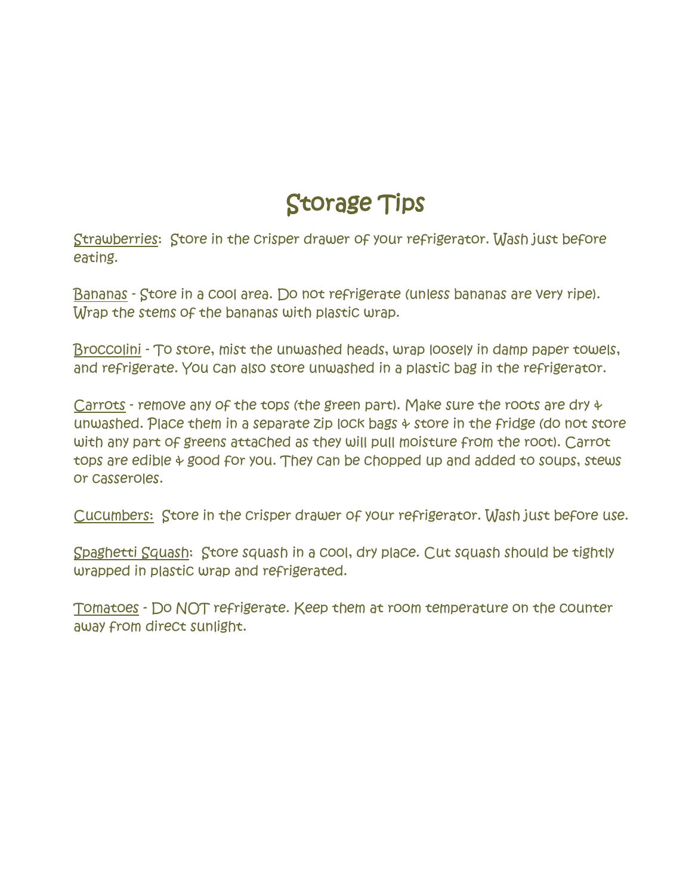# Storage Tips

Strawberries: Store in the crisper drawer of your refrigerator. Wash just before eating.

Bananas - Store in a cool area. Do not refrigerate (unless bananas are very ripe). Wrap the stems of the bananas with plastic wrap.

Broccolini - To store, mist the unwashed heads, wrap loosely in damp paper towels, and refrigerate. You can also store unwashed in a plastic bag in the refrigerator.

Carrots - remove any of the tops (the green part). Make sure the roots are dry & unwashed. Place them in a separate zip lock bags & store in the fridge (do not store with any part of greens attached as they will pull moisture from the root). Carrot tops are edible & good for you. They can be chopped up and added to soups, stews or casseroles.

Cucumbers: Store in the crisper drawer of your refrigerator. Wash just before use.

Spaghetti Squash: Store squash in a cool, dry place. Cut squash should be tightly wrapped in plastic wrap and refrigerated.

Tomatoes - Do NOT refrigerate. Keep them at room temperature on the counter away from direct sunlight.